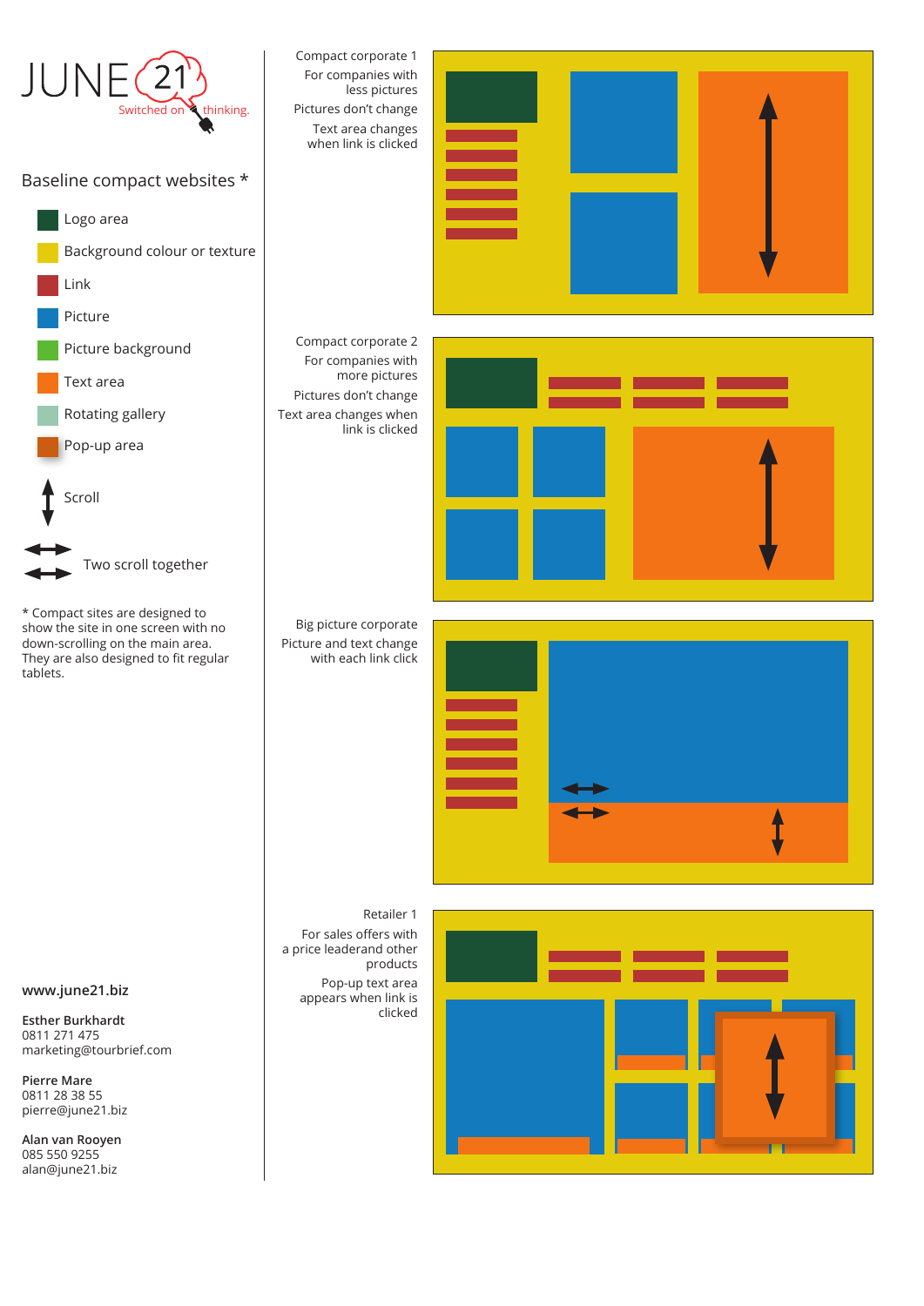JUNE 21

Switched on thinking.

## Baseline compact websites *

- Logo area
- Background colour or texture
- Link
- Picture
- Picture background
- Text area
- Rotating gallery
- Pop-up area
- Scroll
- Two scroll together

* Compact sites are designed to show the site in one screen with no down-scrolling on the main area. They are also designed to fit regular tablets.

**www.june21.biz**

**Esther Burkhardt**
0811 271 475
marketing@tourbrief.com

**Pierre Mare**
0811 28 38 55
pierre@june21.biz

**Alan van Rooyen**
085 550 9255
alan@june21.biz

Compact corporate 1
For companies with less pictures
Pictures don't change
Text area changes when link is clicked

Compact corporate 2
For companies with more pictures
Pictures don't change
Text area changes when link is clicked

Big picture corporate
Picture and text change with each link click

Retailer 1
For sales offers with a price leaderand other products
Pop-up text area appears when link is clicked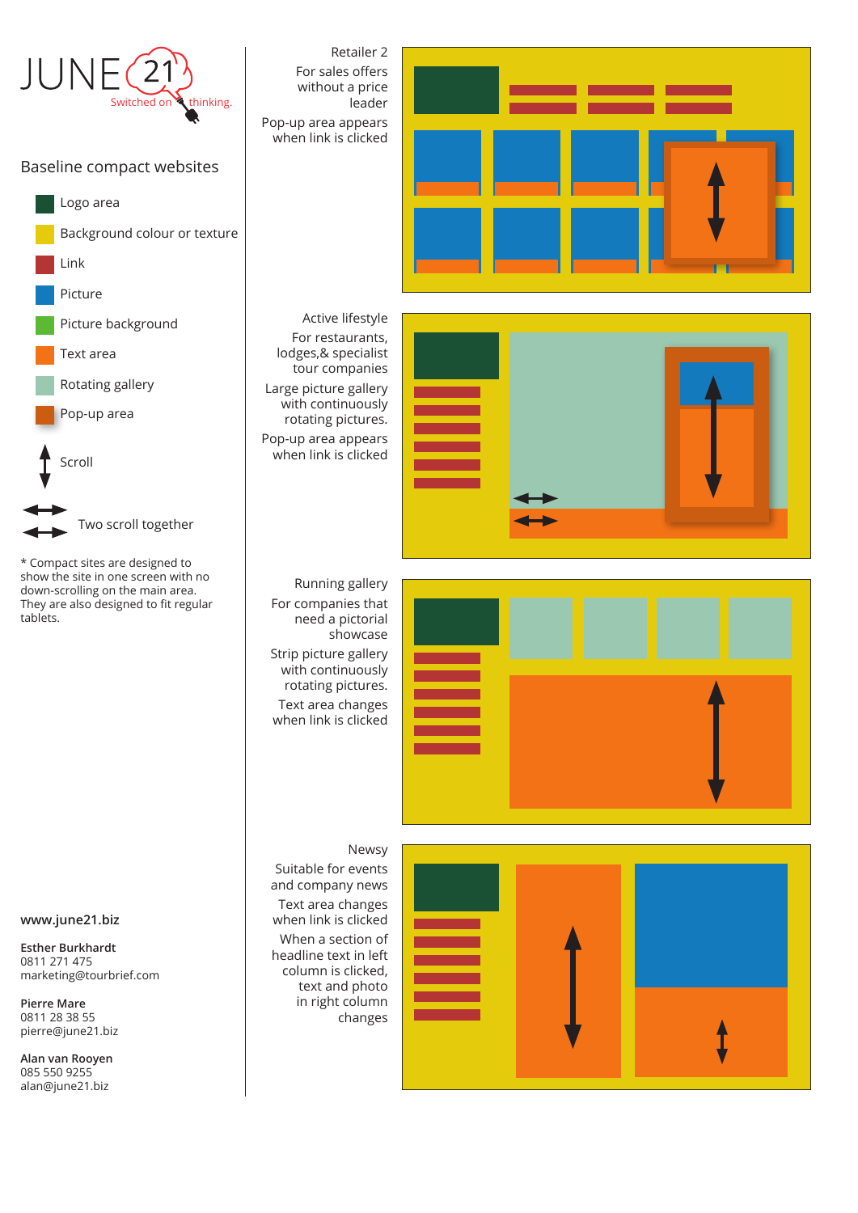JUNE 21

Switched on thinking.

## Baseline compact websites

- Logo area
- Background colour or texture
- Link
- Picture
- Picture background
- Text area
- Rotating gallery
- Pop-up area

Scroll

Two scroll together

* Compact sites are designed to show the site in one screen with no down-scrolling on the main area. They are also designed to fit regular tablets.

**www.june21.biz**

**Esther Burkhardt**
0811 271 475
marketing@tourbrief.com

**Pierre Mare**
0811 28 38 55
pierre@june21.biz

**Alan van Rooyen**
085 550 9255
alan@june21.biz

Retailer 2

For sales offers without a price leader

Pop-up area appears when link is clicked

Active lifestyle

For restaurants, lodges,& specialist tour companies

Large picture gallery with continuously rotating pictures.

Pop-up area appears when link is clicked

Running gallery

For companies that need a pictorial showcase

Strip picture gallery with continuously rotating pictures.

Text area changes when link is clicked

Newsy

Suitable for events and company news

Text area changes when link is clicked

When a section of headline text in left column is clicked, text and photo in right column changes